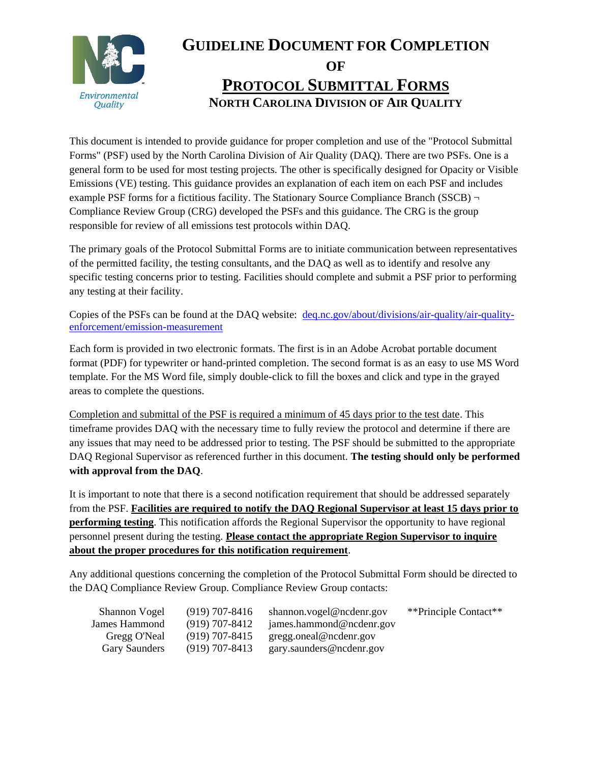# Guideline Document for Completion of Protocol Submittal Forms

## North Carolina Division of Air Quality

This document is intended to provide guidance for proper completion and use of the "Protocol Submittal Forms" (PSF) used by the North Carolina Division of Air Quality (DAQ). There are two PSFs. One is a general form to be used for most testing projects. The other is specifically designed for Opacity or Visible Emissions (VE) testing. This guidance provides an explanation of each item on each PSF and includes example PSF forms for a fictitious facility. The Stationary Source Compliance Branch (SSCB) ¬ Compliance Review Group (CRG) developed the PSFs and this guidance. The CRG is the group responsible for review of all emissions test protocols within DAQ.

The primary goals of the Protocol Submittal Forms are to initiate communication between representatives of the permitted facility, the testing consultants, and the DAQ as well as to identify and resolve any specific testing concerns prior to testing. Facilities should complete and submit a PSF prior to performing any testing at their facility.

Copies of the PSFs can be found at the DAQ website: [deq.nc.gov/about/divisions/air-quality/air-quality-enforcement/emission-measurement](deq.nc.gov/about/divisions/air-quality/air-quality-enforcement/emission-measurement)

Each form is provided in two electronic formats. The first is in an Adobe Acrobat portable document format (PDF) for typewriter or hand-printed completion. The second format is as an easy to use MS Word template. For the MS Word file, simply double-click to fill the boxes and click and type in the grayed areas to complete the questions.

<u>Completion and submittal of the PSF is required a minimum of 45 days prior to the test date</u>. This timeframe provides DAQ with the necessary time to fully review the protocol and determine if there are any issues that may need to be addressed prior to testing. The PSF should be submitted to the appropriate DAQ Regional Supervisor as referenced further in this document. **The testing should only be performed with approval from the DAQ**.

It is important to note that there is a second notification requirement that should be addressed separately from the PSF. <u>**Facilities are required to notify the DAQ Regional Supervisor at least 15 days prior to performing testing**</u>. This notification affords the Regional Supervisor the opportunity to have regional personnel present during the testing. <u>**Please contact the appropriate Region Supervisor to inquire about the proper procedures for this notification requirement**</u>.

Any additional questions concerning the completion of the Protocol Submittal Form should be directed to the DAQ Compliance Review Group. Compliance Review Group contacts:

| | | | |
|---|---|---|---|
| Shannon Vogel | (919) 707-8416 | shannon.vogel@ncdenr.gov | **Principle Contact** |
| James Hammond | (919) 707-8412 | james.hammond@ncdenr.gov | |
| Gregg O'Neal | (919) 707-8415 | gregg.oneal@ncdenr.gov | |
| Gary Saunders | (919) 707-8413 | gary.saunders@ncdenr.gov | |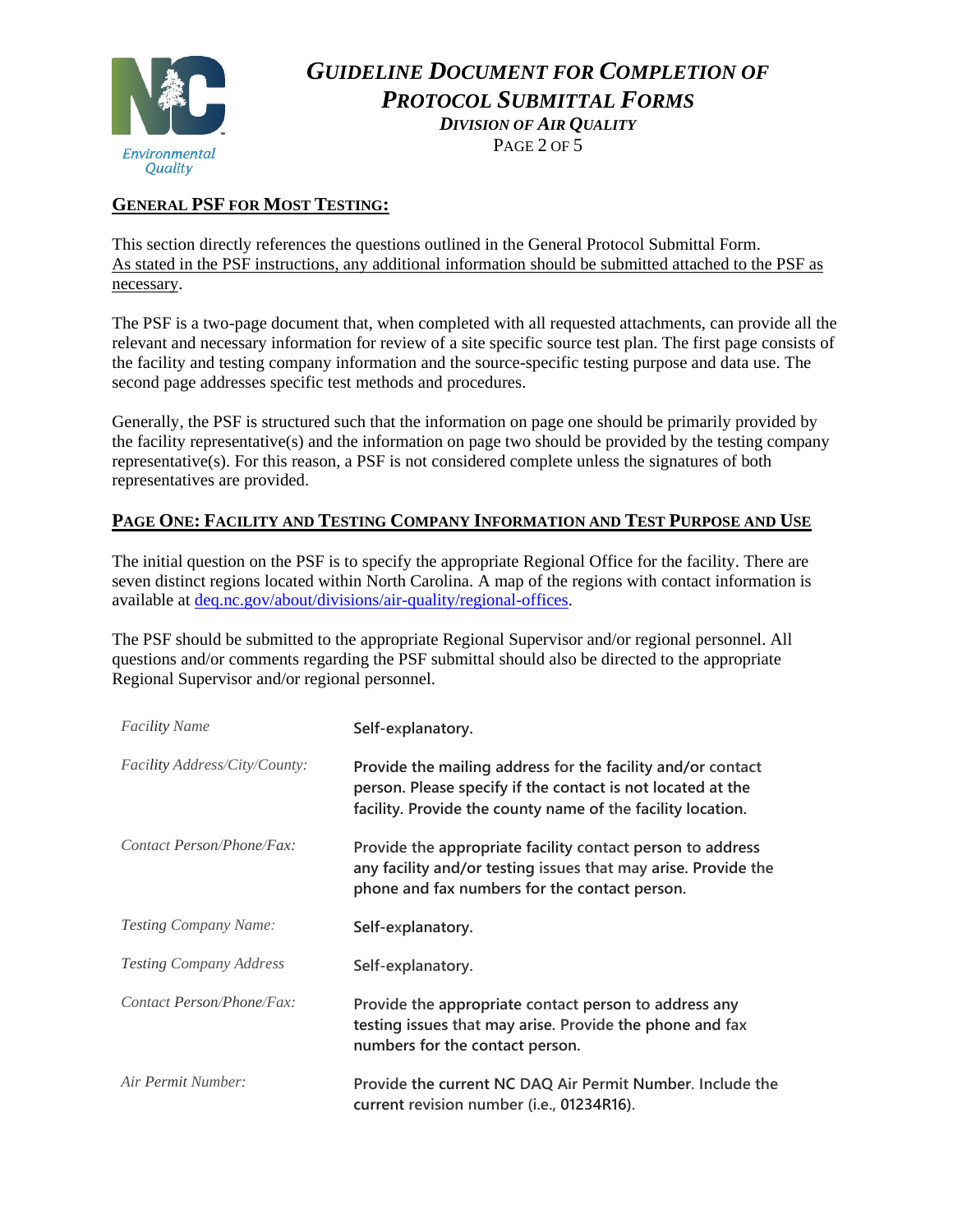## GENERAL PSF FOR MOST TESTING:

This section directly references the questions outlined in the General Protocol Submittal Form. As stated in the PSF instructions, any additional information should be submitted attached to the PSF as necessary.

The PSF is a two-page document that, when completed with all requested attachments, can provide all the relevant and necessary information for review of a site specific source test plan. The first page consists of the facility and testing company information and the source-specific testing purpose and data use. The second page addresses specific test methods and procedures.

Generally, the PSF is structured such that the information on page one should be primarily provided by the facility representative(s) and the information on page two should be provided by the testing company representative(s). For this reason, a PSF is not considered complete unless the signatures of both representatives are provided.

## PAGE ONE: FACILITY AND TESTING COMPANY INFORMATION AND TEST PURPOSE AND USE

The initial question on the PSF is to specify the appropriate Regional Office for the facility. There are seven distinct regions located within North Carolina. A map of the regions with contact information is available at deq.nc.gov/about/divisions/air-quality/regional-offices.

The PSF should be submitted to the appropriate Regional Supervisor and/or regional personnel. All questions and/or comments regarding the PSF submittal should also be directed to the appropriate Regional Supervisor and/or regional personnel.

| | |
|---|---|
| *Facility Name* | Self-explanatory. |
| *Facility Address/City/County:* | Provide the mailing address for the facility and/or contact person. Please specify if the contact is not located at the facility. Provide the county name of the facility location. |
| *Contact Person/Phone/Fax:* | Provide the appropriate facility contact person to address any facility and/or testing issues that may arise. Provide the phone and fax numbers for the contact person. |
| *Testing Company Name:* | Self-explanatory. |
| *Testing Company Address* | Self-explanatory. |
| *Contact Person/Phone/Fax:* | Provide the appropriate contact person to address any testing issues that may arise. Provide the phone and fax numbers for the contact person. |
| *Air Permit Number:* | Provide the current NC DAQ Air Permit Number. Include the current revision number (i.e., 01234R16). |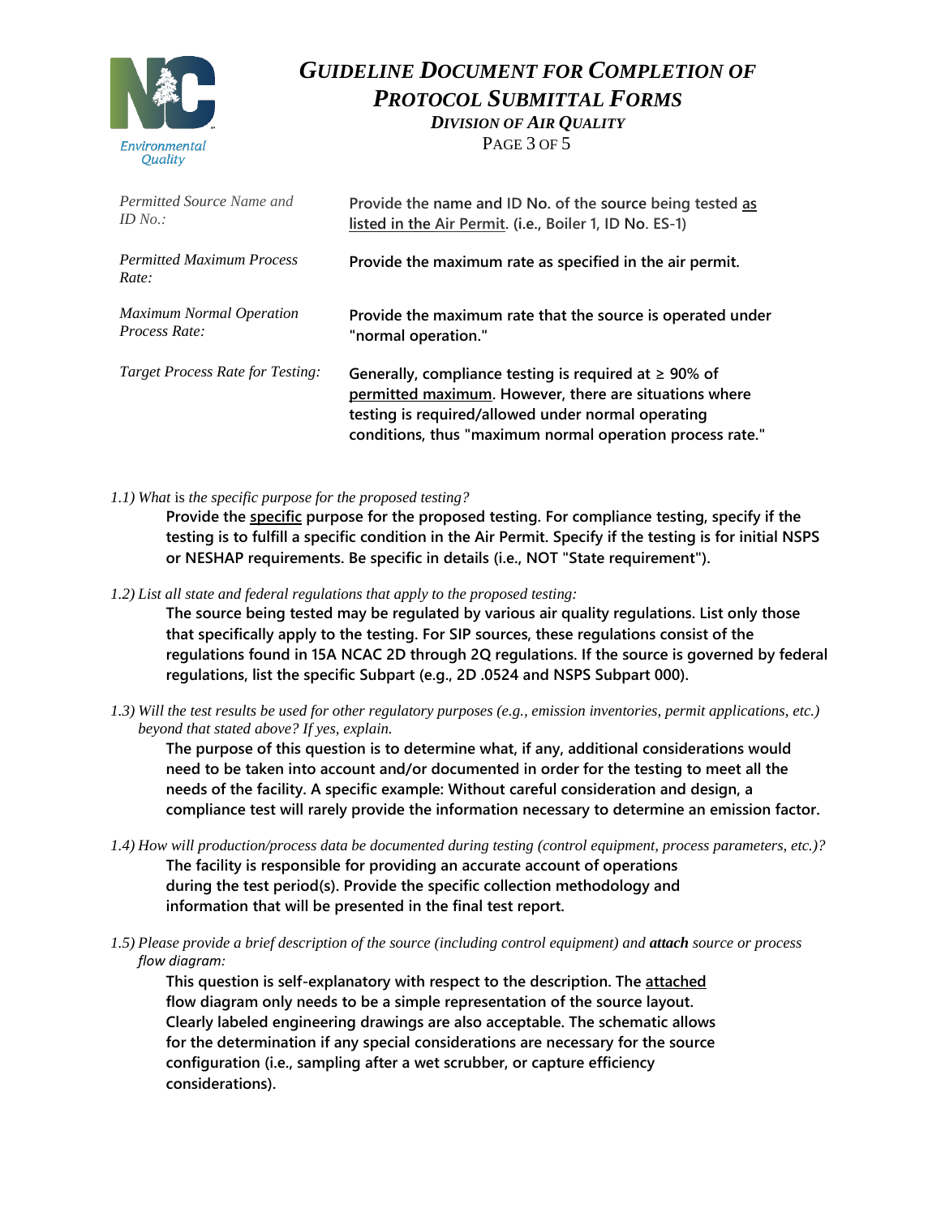| | |
|---|---|
| *Permitted Source Name and ID No.:* | **Provide the name and ID No. of the source being tested as listed in the Air Permit. (i.e., Boiler 1, ID No. ES-1)** |
| *Permitted Maximum Process Rate:* | **Provide the maximum rate as specified in the air permit.** |
| *Maximum Normal Operation Process Rate:* | **Provide the maximum rate that the source is operated under "normal operation."** |
| *Target Process Rate for Testing:* | **Generally, compliance testing is required at ≥ 90% of permitted maximum. However, there are situations where testing is required/allowed under normal operating conditions, thus "maximum normal operation process rate."** |

*1.1) What* is *the specific purpose for the proposed testing?*

**Provide the specific purpose for the proposed testing. For compliance testing, specify if the testing is to fulfill a specific condition in the Air Permit. Specify if the testing is for initial NSPS or NESHAP requirements. Be specific in details (i.e., NOT "State requirement").**

*1.2) List all state and federal regulations that apply to the proposed testing:*

**The source being tested may be regulated by various air quality regulations. List only those that specifically apply to the testing. For SIP sources, these regulations consist of the regulations found in 15A NCAC 2D through 2Q regulations. If the source is governed by federal regulations, list the specific Subpart (e.g., 2D .0524 and NSPS Subpart 000).**

*1.3) Will the test results be used for other regulatory purposes (e.g., emission inventories, permit applications, etc.) beyond that stated above? If yes, explain.*

**The purpose of this question is to determine what, if any, additional considerations would need to be taken into account and/or documented in order for the testing to meet all the needs of the facility. A specific example: Without careful consideration and design, a compliance test will rarely provide the information necessary to determine an emission factor.**

*1.4) How will production/process data be documented during testing (control equipment, process parameters, etc.)?*

**The facility is responsible for providing an accurate account of operations during the test period(s). Provide the specific collection methodology and information that will be presented in the final test report.**

*1.5) Please provide a brief description of the source (including control equipment) and* ***attach*** *source or process flow diagram:*

**This question is self-explanatory with respect to the description. The attached flow diagram only needs to be a simple representation of the source layout. Clearly labeled engineering drawings are also acceptable. The schematic allows for the determination if any special considerations are necessary for the source configuration (i.e., sampling after a wet scrubber, or capture efficiency considerations).**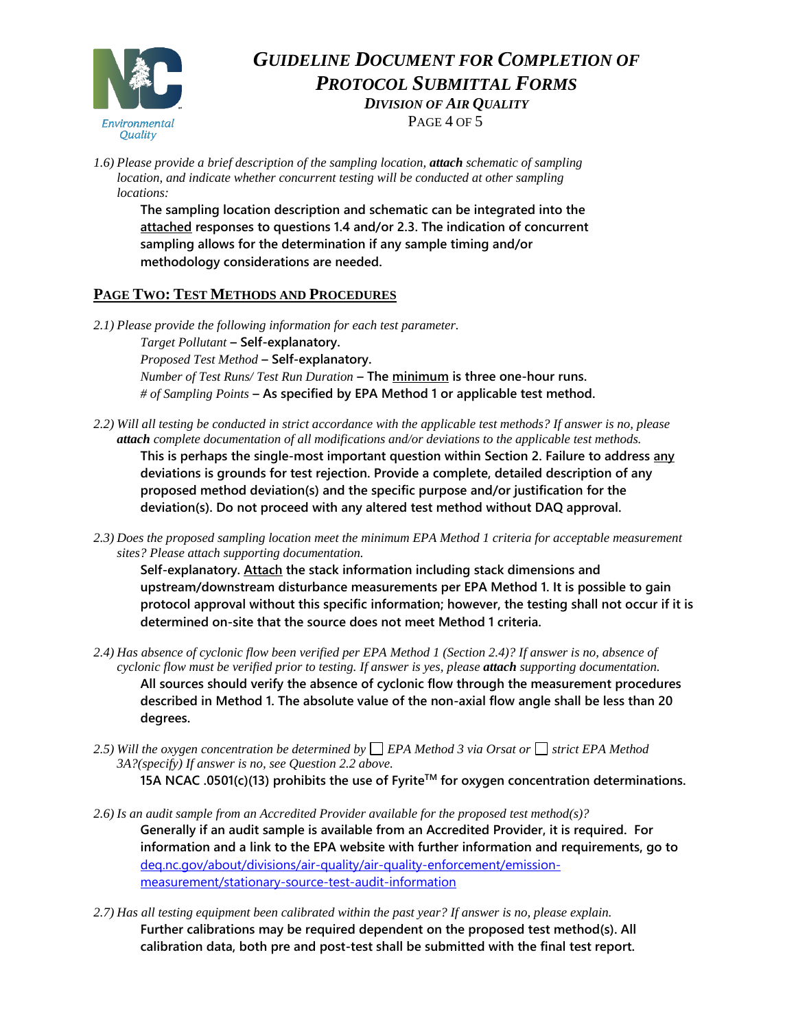*1.6) Please provide a brief description of the sampling location,* ***attach*** *schematic of sampling location, and indicate whether concurrent testing will be conducted at other sampling locations:*

**The sampling location description and schematic can be integrated into the <u>attached</u> responses to questions 1.4 and/or 2.3. The indication of concurrent sampling allows for the determination if any sample timing and/or methodology considerations are needed.**

## <u>PAGE TWO: TEST METHODS AND PROCEDURES</u>

*2.1) Please provide the following information for each test parameter.*

*Target Pollutant* – **Self-explanatory.**

*Proposed Test Method* – **Self-explanatory.**

*Number of Test Runs/ Test Run Duration* – **The <u>minimum</u> is three one-hour runs.**

*# of Sampling Points* – **As specified by EPA Method 1 or applicable test method.**

*2.2) Will all testing be conducted in strict accordance with the applicable test methods? If answer is no, please* ***attach*** *complete documentation of all modifications and/or deviations to the applicable test methods.*

**This is perhaps the single-most important question within Section 2. Failure to address <u>any</u> deviations is grounds for test rejection. Provide a complete, detailed description of any proposed method deviation(s) and the specific purpose and/or justification for the deviation(s). Do not proceed with any altered test method without DAQ approval.**

*2.3) Does the proposed sampling location meet the minimum EPA Method 1 criteria for acceptable measurement sites? Please attach supporting documentation.*

**Self-explanatory. <u>Attach</u> the stack information including stack dimensions and upstream/downstream disturbance measurements per EPA Method 1. It is possible to gain protocol approval without this specific information; however, the testing shall not occur if it is determined on-site that the source does not meet Method 1 criteria.**

*2.4) Has absence of cyclonic flow been verified per EPA Method 1 (Section 2.4)? If answer is no, absence of cyclonic flow must be verified prior to testing. If answer is yes, please* ***attach*** *supporting documentation.*

**All sources should verify the absence of cyclonic flow through the measurement procedures described in Method 1. The absolute value of the non-axial flow angle shall be less than 20 degrees.**

*2.5) Will the oxygen concentration be determined by ☐ EPA Method 3 via Orsat or ☐ strict EPA Method 3A?(specify) If answer is no, see Question 2.2 above.*

**15A NCAC .0501(c)(13) prohibits the use of Fyrite™ for oxygen concentration determinations.**

*2.6) Is an audit sample from an Accredited Provider available for the proposed test method(s)?*

**Generally if an audit sample is available from an Accredited Provider, it is required. For information and a link to the EPA website with further information and requirements, go to** [deq.nc.gov/about/divisions/air-quality/air-quality-enforcement/emission-measurement/stationary-source-test-audit-information](deq.nc.gov/about/divisions/air-quality/air-quality-enforcement/emission-measurement/stationary-source-test-audit-information)

*2.7) Has all testing equipment been calibrated within the past year? If answer is no, please explain.*

**Further calibrations may be required dependent on the proposed test method(s). All calibration data, both pre and post-test shall be submitted with the final test report.**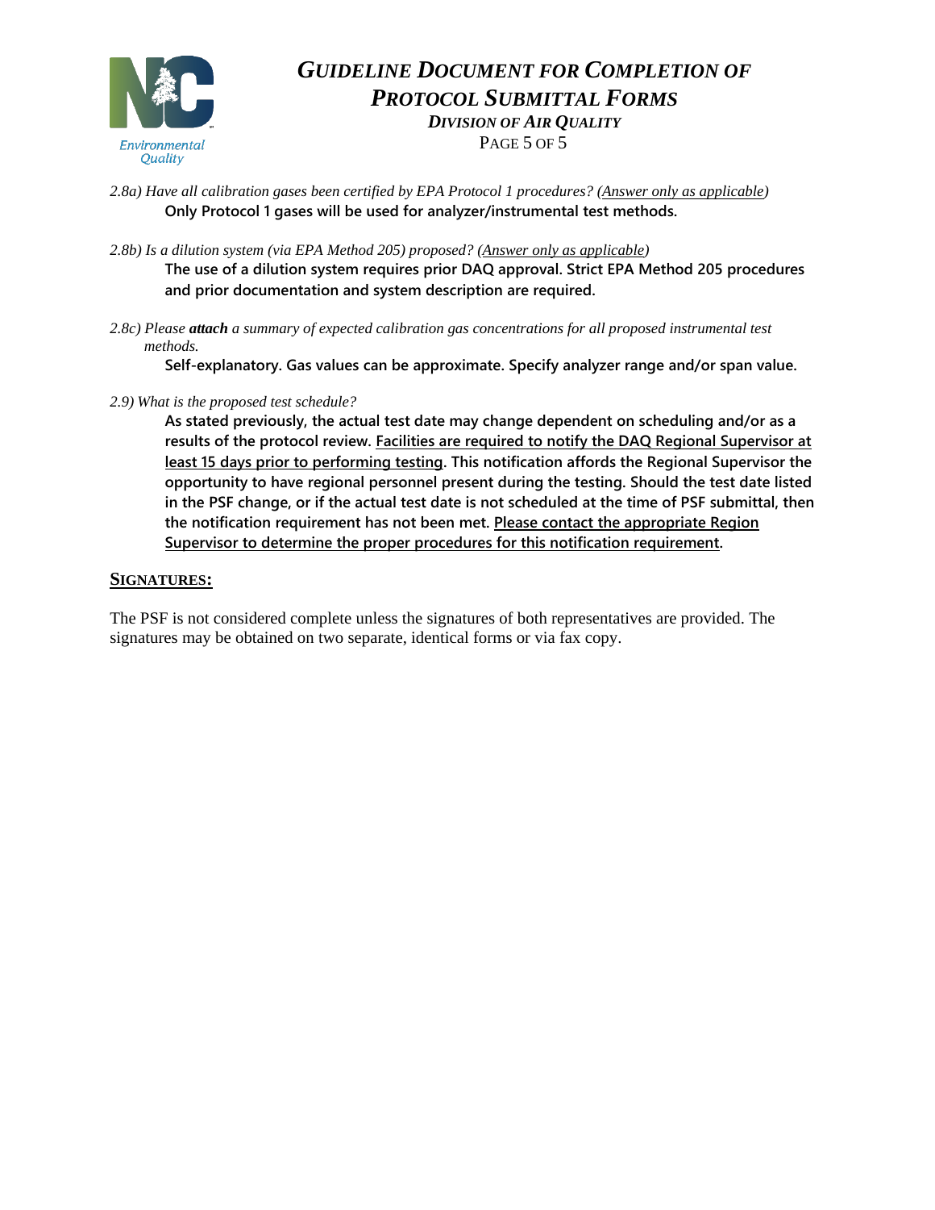*2.8a) Have all calibration gases been certified by EPA Protocol 1 procedures? (<u>Answer only as applicable</u>)*

**Only Protocol 1 gases will be used for analyzer/instrumental test methods.**

*2.8b) Is a dilution system (via EPA Method 205) proposed? (<u>Answer only as applicable</u>)*

**The use of a dilution system requires prior DAQ approval. Strict EPA Method 205 procedures and prior documentation and system description are required.**

*2.8c) Please* ***attach*** *a summary of expected calibration gas concentrations for all proposed instrumental test methods.*

**Self-explanatory. Gas values can be approximate. Specify analyzer range and/or span value.**

*2.9) What is the proposed test schedule?*

**As stated previously, the actual test date may change dependent on scheduling and/or as a results of the protocol review. <u>Facilities are required to notify the DAQ Regional Supervisor at least 15 days prior to performing testing</u>. This notification affords the Regional Supervisor the opportunity to have regional personnel present during the testing. Should the test date listed in the PSF change, or if the actual test date is not scheduled at the time of PSF submittal, then the notification requirement has not been met. <u>Please contact the appropriate Region Supervisor to determine the proper procedures for this notification requirement</u>.**

## <u>SIGNATURES:</u>

The PSF is not considered complete unless the signatures of both representatives are provided. The signatures may be obtained on two separate, identical forms or via fax copy.